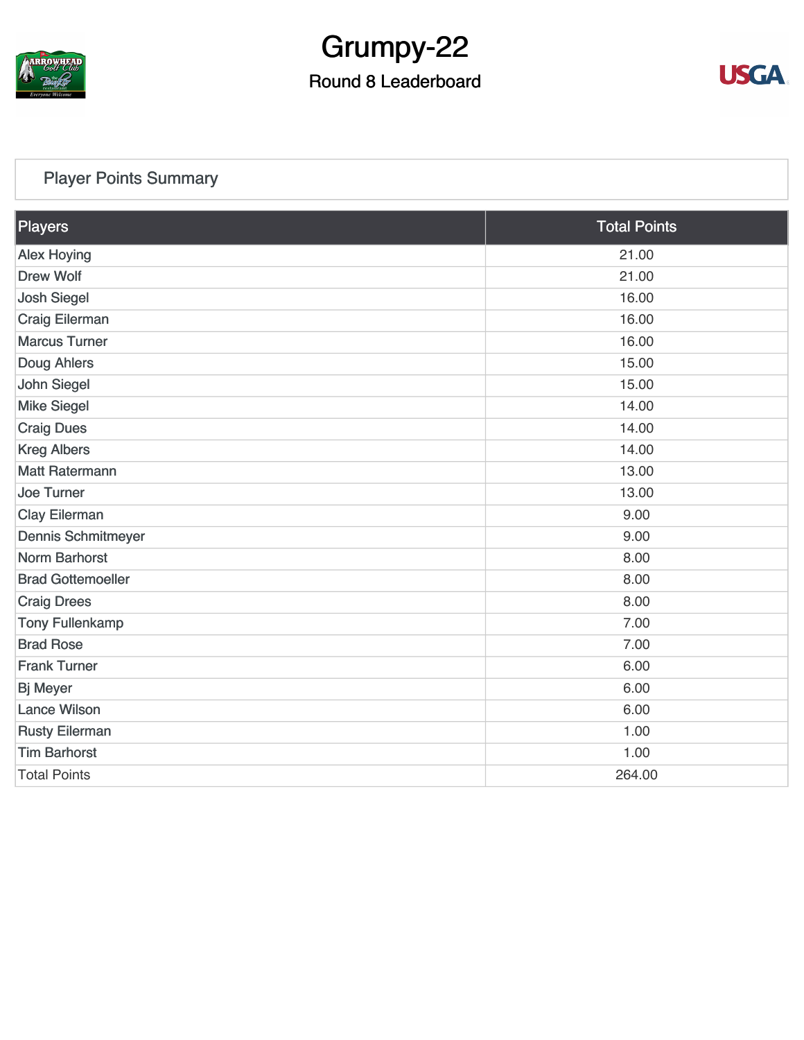# Grumpy-22

## Round 8 Leaderboard

### Player Points Summary

| Players | Total Points |
|---|---|
| Alex Hoying | 21.00 |
| Drew Wolf | 21.00 |
| Josh Siegel | 16.00 |
| Craig Eilerman | 16.00 |
| Marcus Turner | 16.00 |
| Doug Ahlers | 15.00 |
| John Siegel | 15.00 |
| Mike Siegel | 14.00 |
| Craig Dues | 14.00 |
| Kreg Albers | 14.00 |
| Matt Ratermann | 13.00 |
| Joe Turner | 13.00 |
| Clay Eilerman | 9.00 |
| Dennis Schmitmeyer | 9.00 |
| Norm Barhorst | 8.00 |
| Brad Gottemoeller | 8.00 |
| Craig Drees | 8.00 |
| Tony Fullenkamp | 7.00 |
| Brad Rose | 7.00 |
| Frank Turner | 6.00 |
| Bj Meyer | 6.00 |
| Lance Wilson | 6.00 |
| Rusty Eilerman | 1.00 |
| Tim Barhorst | 1.00 |
| Total Points | 264.00 |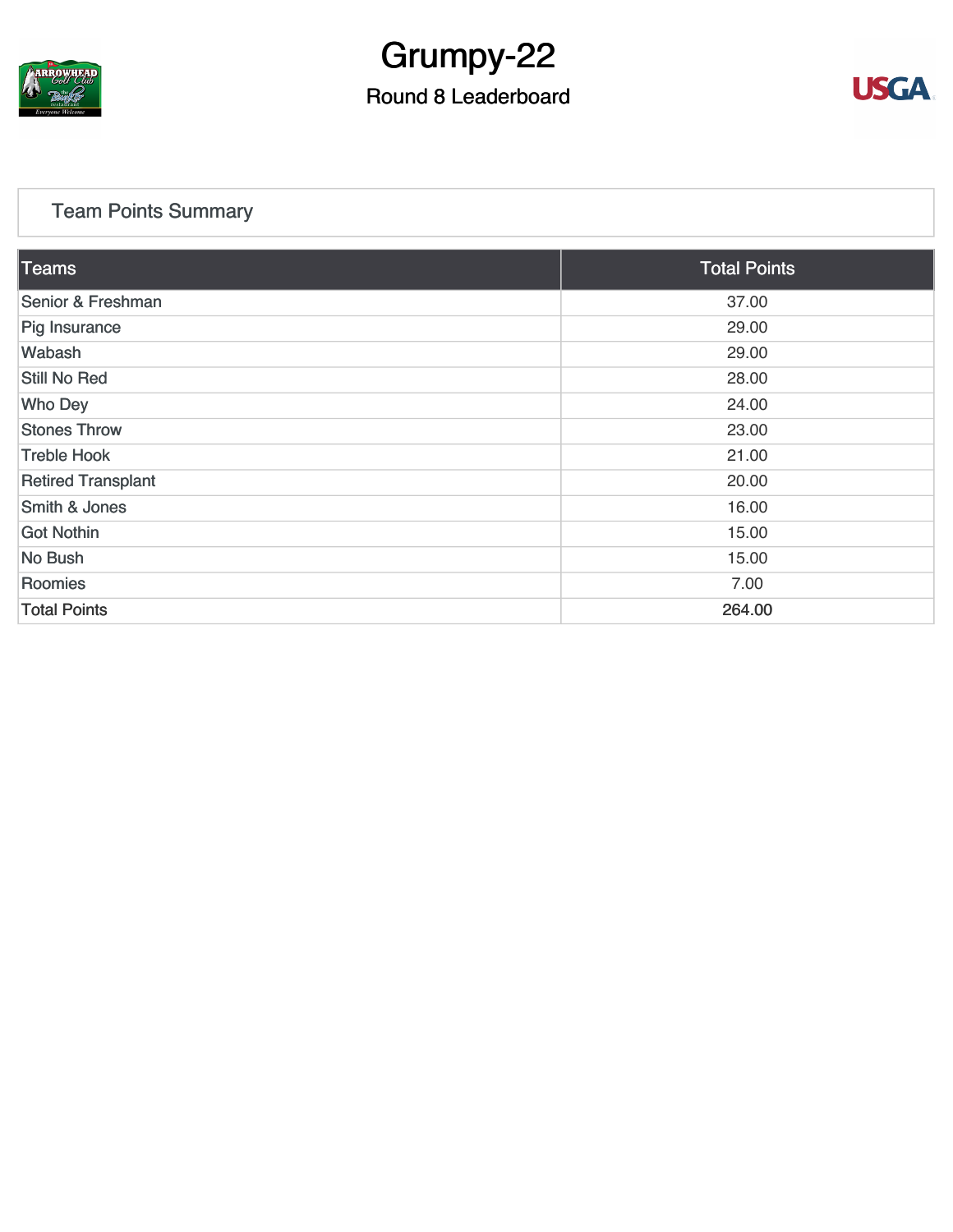# Grumpy-22

## Round 8 Leaderboard

### Team Points Summary

| Teams | Total Points |
|---|---|
| Senior & Freshman | 37.00 |
| Pig Insurance | 29.00 |
| Wabash | 29.00 |
| Still No Red | 28.00 |
| Who Dey | 24.00 |
| Stones Throw | 23.00 |
| Treble Hook | 21.00 |
| Retired Transplant | 20.00 |
| Smith & Jones | 16.00 |
| Got Nothin | 15.00 |
| No Bush | 15.00 |
| Roomies | 7.00 |
| Total Points | 264.00 |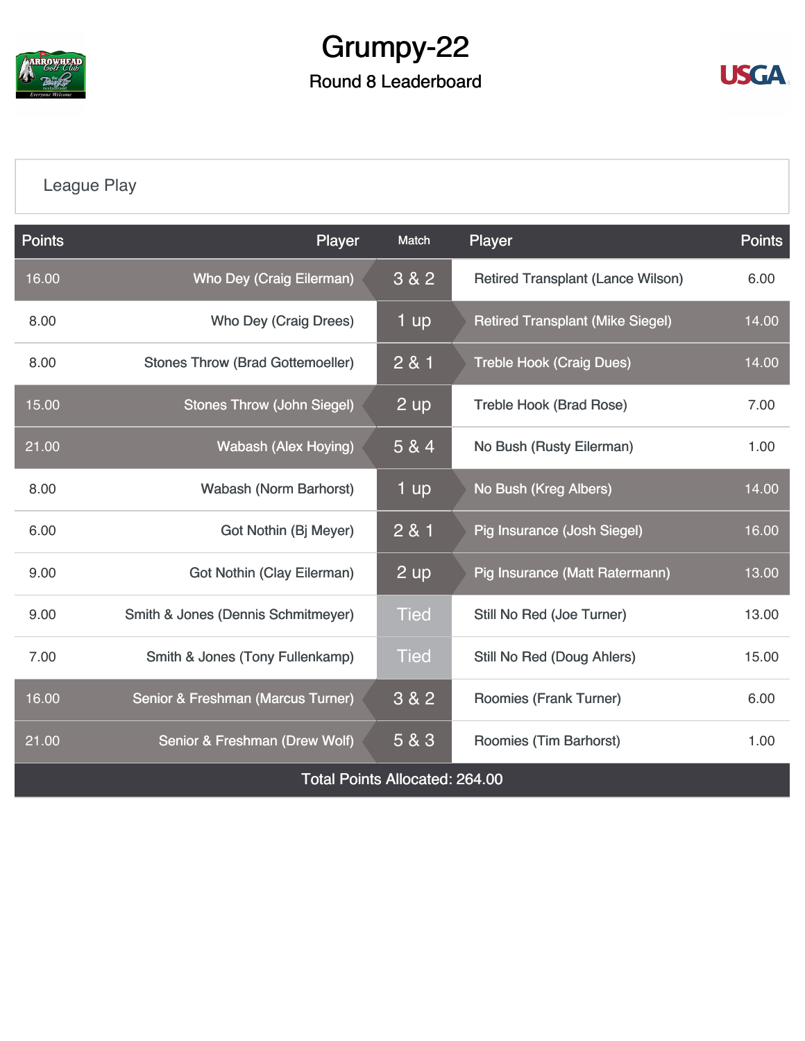# Grumpy-22

## Round 8 Leaderboard

League Play

| Points | Player | Match | Player | Points |
|---|---|---|---|---|
| 16.00 | Who Dey (Craig Eilerman) | 3 & 2 | Retired Transplant (Lance Wilson) | 6.00 |
| 8.00 | Who Dey (Craig Drees) | 1 up | Retired Transplant (Mike Siegel) | 14.00 |
| 8.00 | Stones Throw (Brad Gottemoeller) | 2 & 1 | Treble Hook (Craig Dues) | 14.00 |
| 15.00 | Stones Throw (John Siegel) | 2 up | Treble Hook (Brad Rose) | 7.00 |
| 21.00 | Wabash (Alex Hoying) | 5 & 4 | No Bush (Rusty Eilerman) | 1.00 |
| 8.00 | Wabash (Norm Barhorst) | 1 up | No Bush (Kreg Albers) | 14.00 |
| 6.00 | Got Nothin (Bj Meyer) | 2 & 1 | Pig Insurance (Josh Siegel) | 16.00 |
| 9.00 | Got Nothin (Clay Eilerman) | 2 up | Pig Insurance (Matt Ratermann) | 13.00 |
| 9.00 | Smith & Jones (Dennis Schmitmeyer) | Tied | Still No Red (Joe Turner) | 13.00 |
| 7.00 | Smith & Jones (Tony Fullenkamp) | Tied | Still No Red (Doug Ahlers) | 15.00 |
| 16.00 | Senior & Freshman (Marcus Turner) | 3 & 2 | Roomies (Frank Turner) | 6.00 |
| 21.00 | Senior & Freshman (Drew Wolf) | 5 & 3 | Roomies (Tim Barhorst) | 1.00 |

Total Points Allocated: 264.00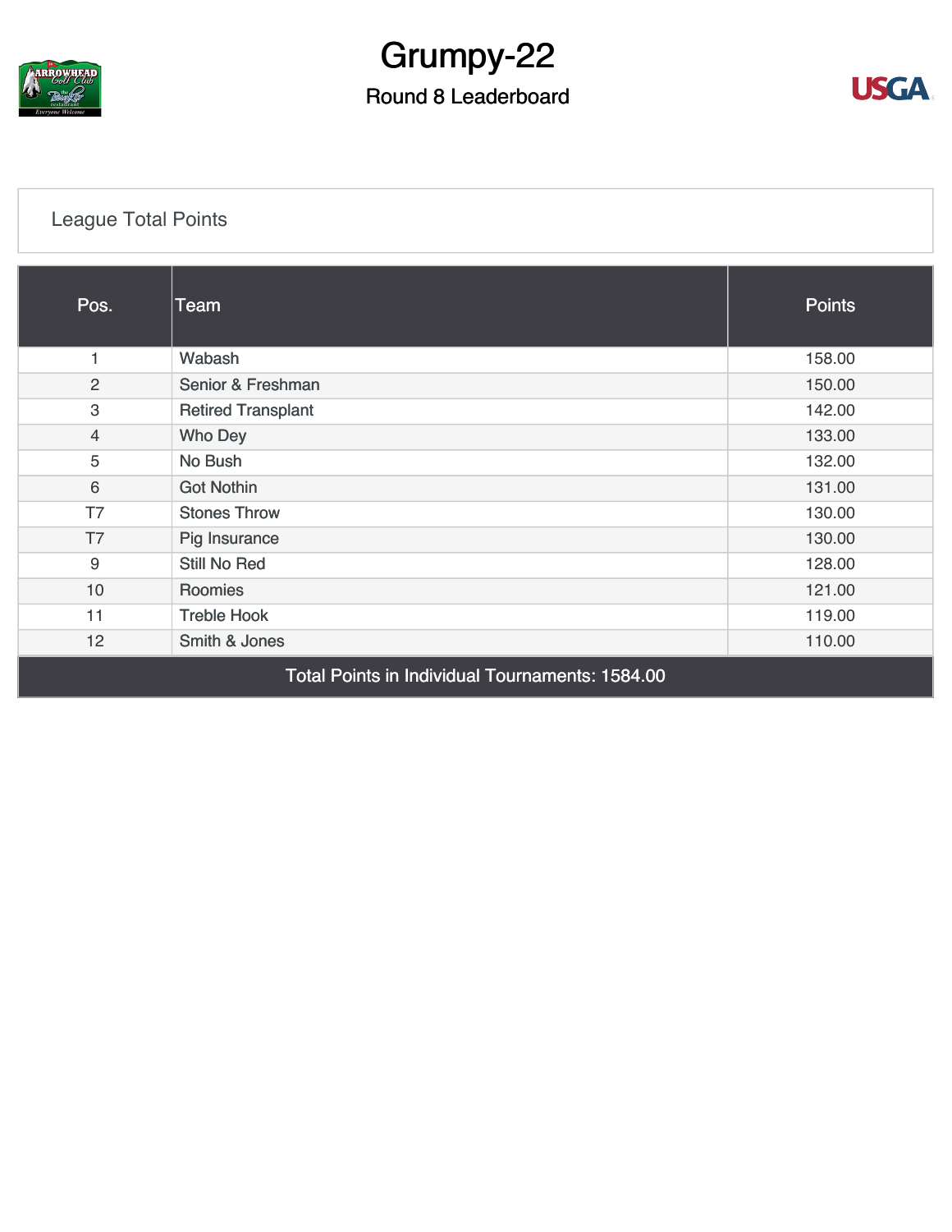# Grumpy-22

## Round 8 Leaderboard

League Total Points

| Pos. | Team | Points |
|---|---|---|
| 1 | Wabash | 158.00 |
| 2 | Senior & Freshman | 150.00 |
| 3 | Retired Transplant | 142.00 |
| 4 | Who Dey | 133.00 |
| 5 | No Bush | 132.00 |
| 6 | Got Nothin | 131.00 |
| T7 | Stones Throw | 130.00 |
| T7 | Pig Insurance | 130.00 |
| 9 | Still No Red | 128.00 |
| 10 | Roomies | 121.00 |
| 11 | Treble Hook | 119.00 |
| 12 | Smith & Jones | 110.00 |
| Total Points in Individual Tournaments: 1584.00 | | |